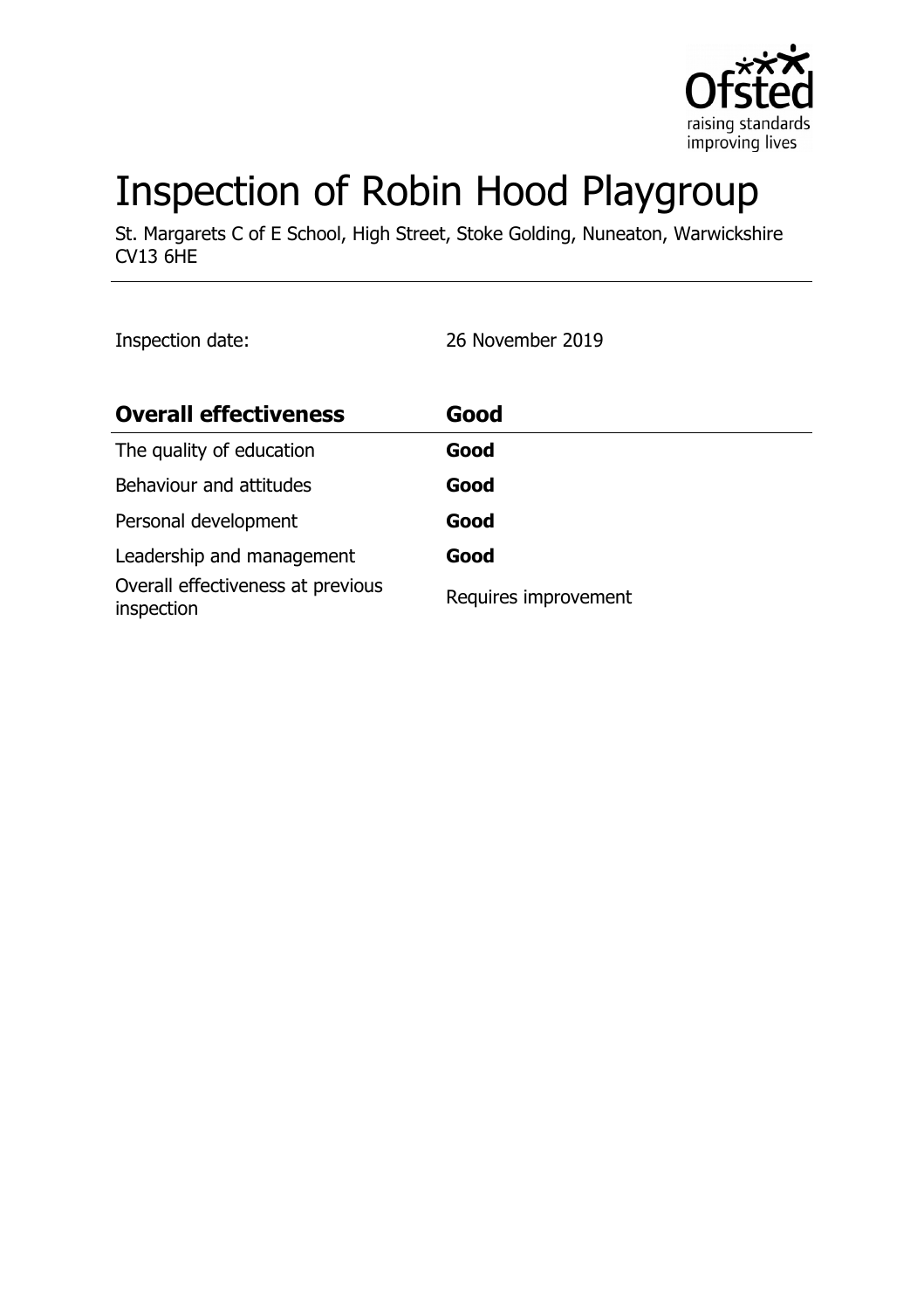# Inspection of Robin Hood Playgroup

St. Margarets C of E School, High Street, Stoke Golding, Nuneaton, Warwickshire CV13 6HE

Inspection date: 26 November 2019

| **Overall effectiveness** | **Good** |
| --- | --- |
| The quality of education | **Good** |
| Behaviour and attitudes | **Good** |
| Personal development | **Good** |
| Leadership and management | **Good** |
| Overall effectiveness at previous inspection | Requires improvement |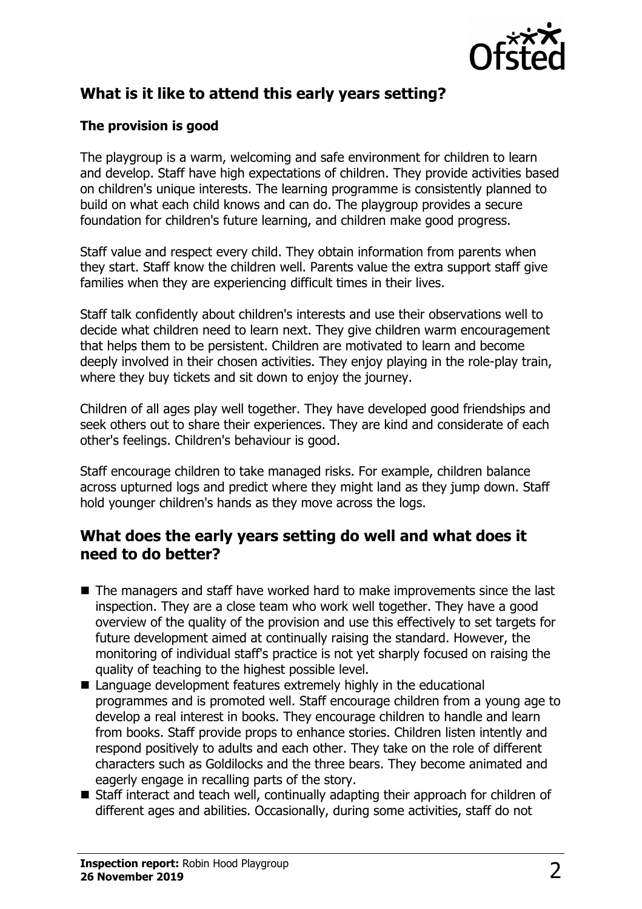## What is it like to attend this early years setting?

### The provision is good

The playgroup is a warm, welcoming and safe environment for children to learn and develop. Staff have high expectations of children. They provide activities based on children's unique interests. The learning programme is consistently planned to build on what each child knows and can do. The playgroup provides a secure foundation for children's future learning, and children make good progress.

Staff value and respect every child. They obtain information from parents when they start. Staff know the children well. Parents value the extra support staff give families when they are experiencing difficult times in their lives.

Staff talk confidently about children's interests and use their observations well to decide what children need to learn next. They give children warm encouragement that helps them to be persistent. Children are motivated to learn and become deeply involved in their chosen activities. They enjoy playing in the role-play train, where they buy tickets and sit down to enjoy the journey.

Children of all ages play well together. They have developed good friendships and seek others out to share their experiences. They are kind and considerate of each other's feelings. Children's behaviour is good.

Staff encourage children to take managed risks. For example, children balance across upturned logs and predict where they might land as they jump down. Staff hold younger children's hands as they move across the logs.

## What does the early years setting do well and what does it need to do better?

- The managers and staff have worked hard to make improvements since the last inspection. They are a close team who work well together. They have a good overview of the quality of the provision and use this effectively to set targets for future development aimed at continually raising the standard. However, the monitoring of individual staff's practice is not yet sharply focused on raising the quality of teaching to the highest possible level.
- Language development features extremely highly in the educational programmes and is promoted well. Staff encourage children from a young age to develop a real interest in books. They encourage children to handle and learn from books. Staff provide props to enhance stories. Children listen intently and respond positively to adults and each other. They take on the role of different characters such as Goldilocks and the three bears. They become animated and eagerly engage in recalling parts of the story.
- Staff interact and teach well, continually adapting their approach for children of different ages and abilities. Occasionally, during some activities, staff do not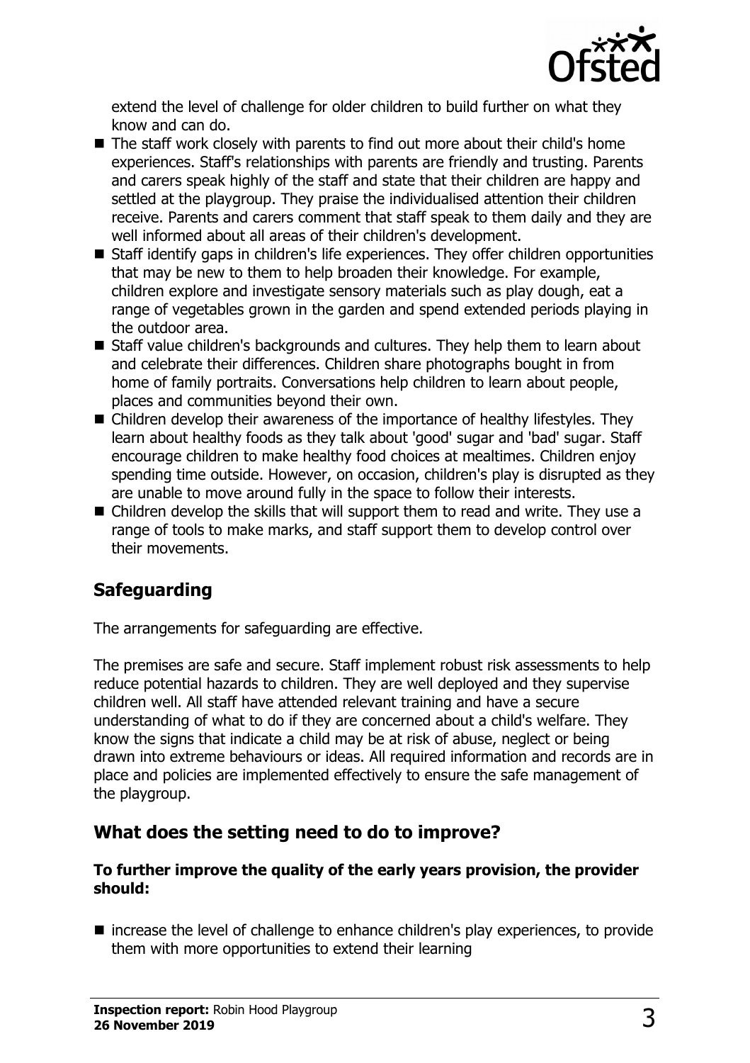extend the level of challenge for older children to build further on what they know and can do.

- The staff work closely with parents to find out more about their child's home experiences. Staff's relationships with parents are friendly and trusting. Parents and carers speak highly of the staff and state that their children are happy and settled at the playgroup. They praise the individualised attention their children receive. Parents and carers comment that staff speak to them daily and they are well informed about all areas of their children's development.
- Staff identify gaps in children's life experiences. They offer children opportunities that may be new to them to help broaden their knowledge. For example, children explore and investigate sensory materials such as play dough, eat a range of vegetables grown in the garden and spend extended periods playing in the outdoor area.
- Staff value children's backgrounds and cultures. They help them to learn about and celebrate their differences. Children share photographs bought in from home of family portraits. Conversations help children to learn about people, places and communities beyond their own.
- Children develop their awareness of the importance of healthy lifestyles. They learn about healthy foods as they talk about 'good' sugar and 'bad' sugar. Staff encourage children to make healthy food choices at mealtimes. Children enjoy spending time outside. However, on occasion, children's play is disrupted as they are unable to move around fully in the space to follow their interests.
- Children develop the skills that will support them to read and write. They use a range of tools to make marks, and staff support them to develop control over their movements.

## Safeguarding

The arrangements for safeguarding are effective.

The premises are safe and secure. Staff implement robust risk assessments to help reduce potential hazards to children. They are well deployed and they supervise children well. All staff have attended relevant training and have a secure understanding of what to do if they are concerned about a child's welfare. They know the signs that indicate a child may be at risk of abuse, neglect or being drawn into extreme behaviours or ideas. All required information and records are in place and policies are implemented effectively to ensure the safe management of the playgroup.

## What does the setting need to do to improve?

**To further improve the quality of the early years provision, the provider should:**

- increase the level of challenge to enhance children's play experiences, to provide them with more opportunities to extend their learning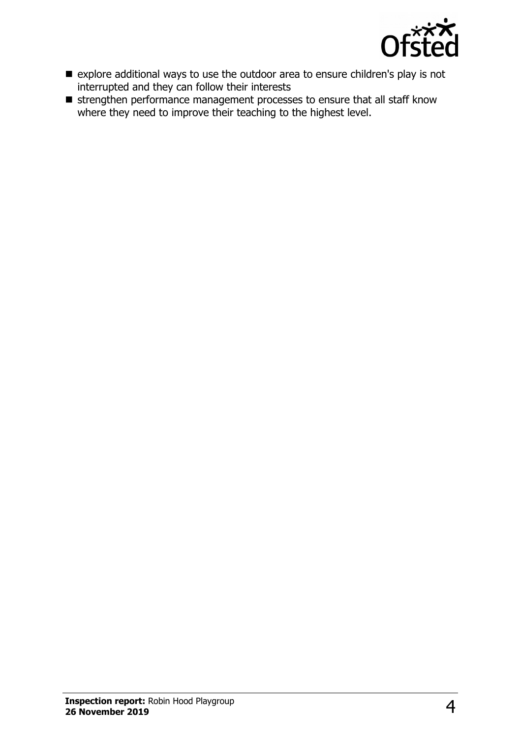- explore additional ways to use the outdoor area to ensure children's play is not interrupted and they can follow their interests
- strengthen performance management processes to ensure that all staff know where they need to improve their teaching to the highest level.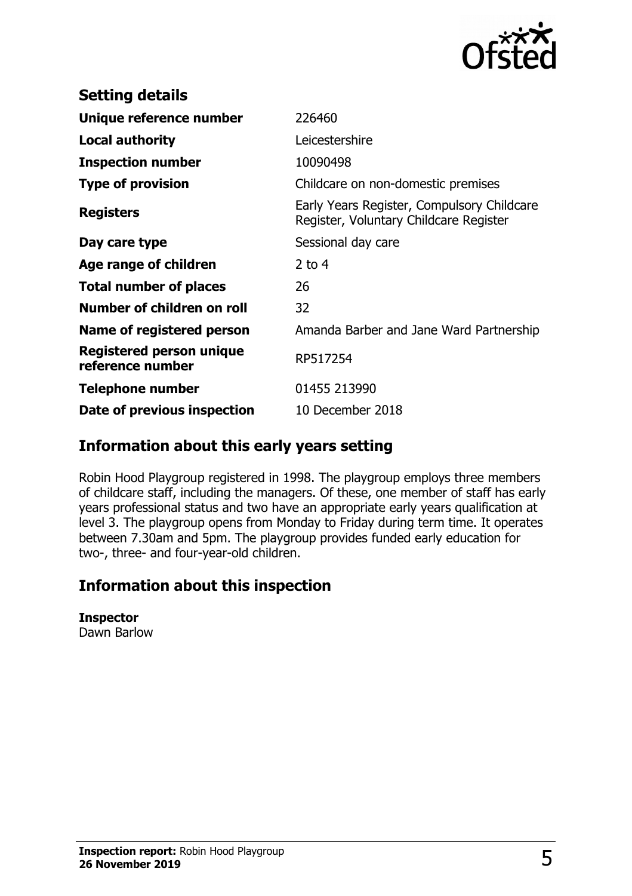## Setting details

| | |
|---|---|
| **Unique reference number** | 226460 |
| **Local authority** | Leicestershire |
| **Inspection number** | 10090498 |
| **Type of provision** | Childcare on non-domestic premises |
| **Registers** | Early Years Register, Compulsory Childcare Register, Voluntary Childcare Register |
| **Day care type** | Sessional day care |
| **Age range of children** | 2 to 4 |
| **Total number of places** | 26 |
| **Number of children on roll** | 32 |
| **Name of registered person** | Amanda Barber and Jane Ward Partnership |
| **Registered person unique reference number** | RP517254 |
| **Telephone number** | 01455 213990 |
| **Date of previous inspection** | 10 December 2018 |

## Information about this early years setting

Robin Hood Playgroup registered in 1998. The playgroup employs three members of childcare staff, including the managers. Of these, one member of staff has early years professional status and two have an appropriate early years qualification at level 3. The playgroup opens from Monday to Friday during term time. It operates between 7.30am and 5pm. The playgroup provides funded early education for two-, three- and four-year-old children.

## Information about this inspection

**Inspector**
Dawn Barlow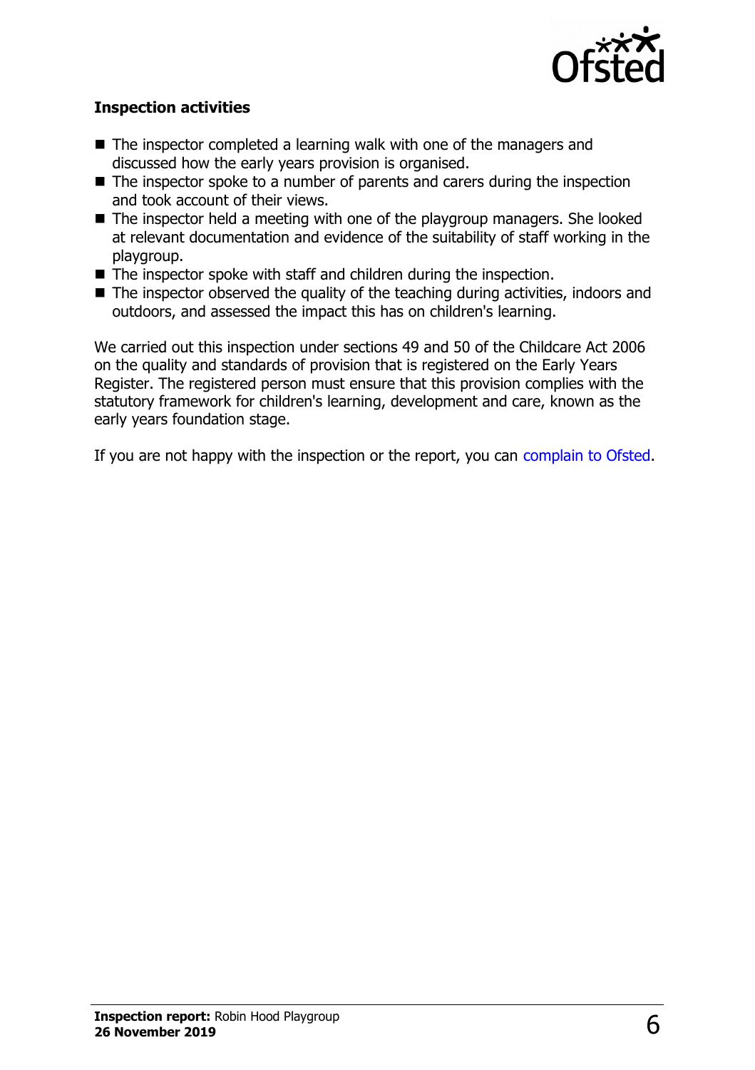### Inspection activities

- The inspector completed a learning walk with one of the managers and discussed how the early years provision is organised.
- The inspector spoke to a number of parents and carers during the inspection and took account of their views.
- The inspector held a meeting with one of the playgroup managers. She looked at relevant documentation and evidence of the suitability of staff working in the playgroup.
- The inspector spoke with staff and children during the inspection.
- The inspector observed the quality of the teaching during activities, indoors and outdoors, and assessed the impact this has on children's learning.

We carried out this inspection under sections 49 and 50 of the Childcare Act 2006 on the quality and standards of provision that is registered on the Early Years Register. The registered person must ensure that this provision complies with the statutory framework for children's learning, development and care, known as the early years foundation stage.

If you are not happy with the inspection or the report, you can complain to Ofsted.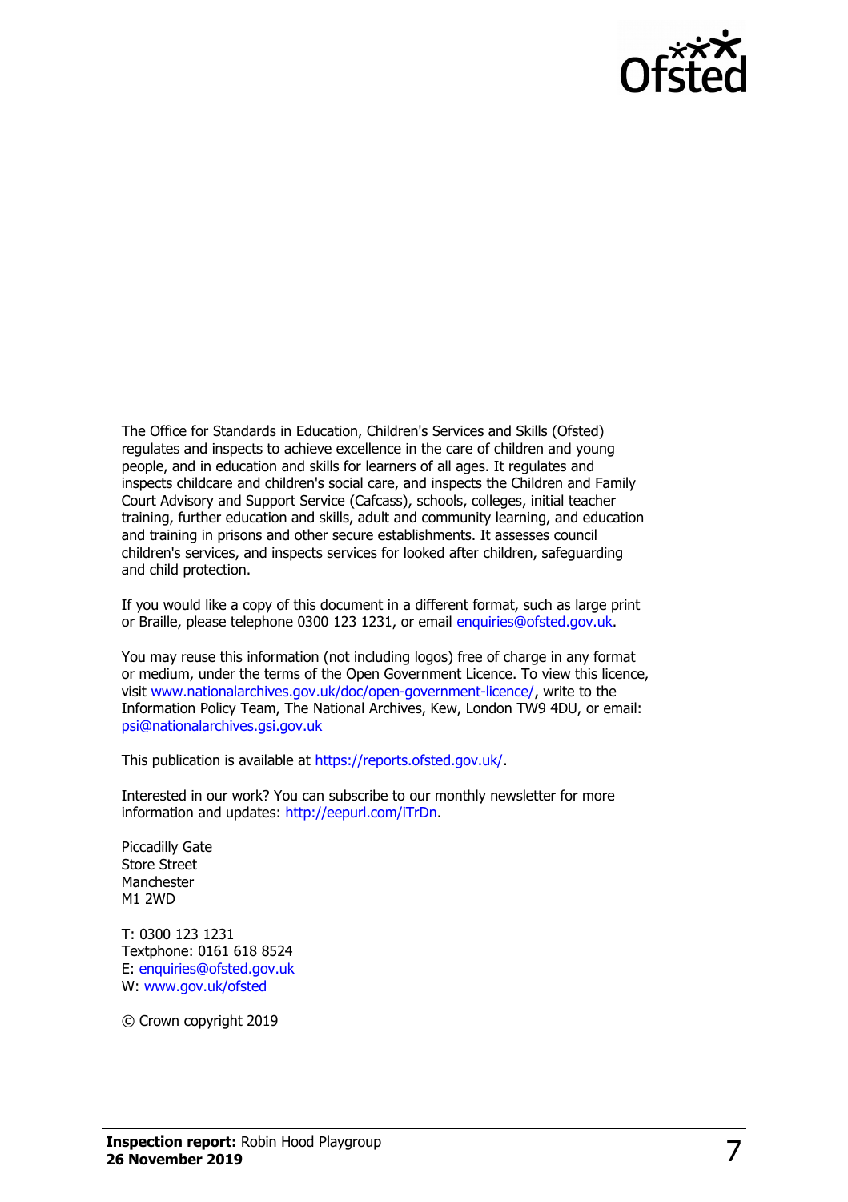The Office for Standards in Education, Children's Services and Skills (Ofsted) regulates and inspects to achieve excellence in the care of children and young people, and in education and skills for learners of all ages. It regulates and inspects childcare and children's social care, and inspects the Children and Family Court Advisory and Support Service (Cafcass), schools, colleges, initial teacher training, further education and skills, adult and community learning, and education and training in prisons and other secure establishments. It assesses council children's services, and inspects services for looked after children, safeguarding and child protection.

If you would like a copy of this document in a different format, such as large print or Braille, please telephone 0300 123 1231, or email enquiries@ofsted.gov.uk.

You may reuse this information (not including logos) free of charge in any format or medium, under the terms of the Open Government Licence. To view this licence, visit www.nationalarchives.gov.uk/doc/open-government-licence/, write to the Information Policy Team, The National Archives, Kew, London TW9 4DU, or email: psi@nationalarchives.gsi.gov.uk

This publication is available at https://reports.ofsted.gov.uk/.

Interested in our work? You can subscribe to our monthly newsletter for more information and updates: http://eepurl.com/iTrDn.

Piccadilly Gate
Store Street
Manchester
M1 2WD

T: 0300 123 1231
Textphone: 0161 618 8524
E: enquiries@ofsted.gov.uk
W: www.gov.uk/ofsted

© Crown copyright 2019